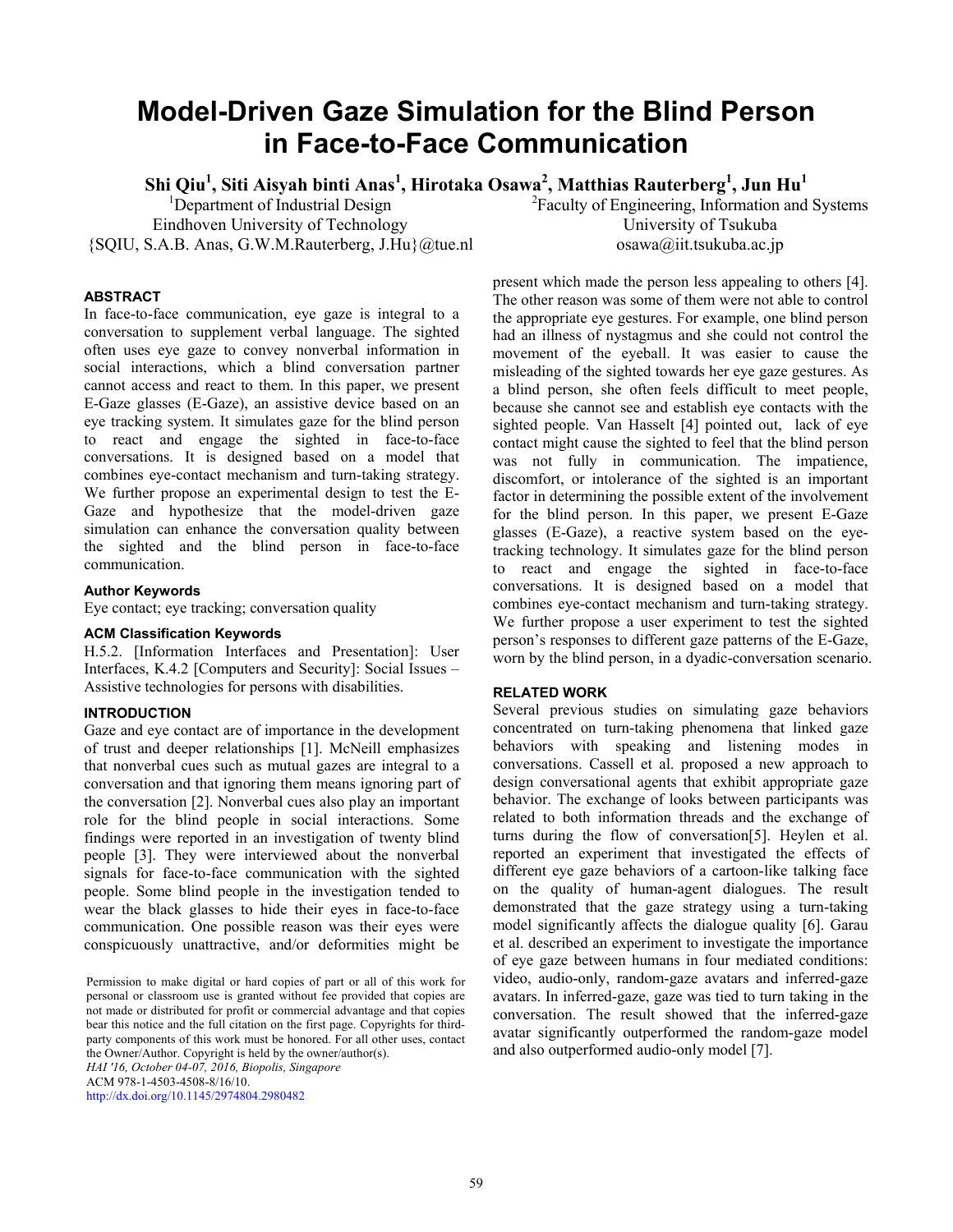# Model-Driven Gaze Simulation for the Blind Person in Face-to-Face Communication

**Shi Qiu[1], Siti Aisyah binti Anas[1], Hirotaka Osawa[2], Matthias Rauterberg[1], Jun Hu[1]**

[1]Department of Industrial Design
Eindhoven University of Technology
{SQIU, S.A.B. Anas, G.W.M.Rauterberg, J.Hu}@tue.nl

[2]Faculty of Engineering, Information and Systems
University of Tsukuba
osawa@iit.tsukuba.ac.jp

## ABSTRACT

In face-to-face communication, eye gaze is integral to a conversation to supplement verbal language. The sighted often uses eye gaze to convey nonverbal information in social interactions, which a blind conversation partner cannot access and react to them. In this paper, we present E-Gaze glasses (E-Gaze), an assistive device based on an eye tracking system. It simulates gaze for the blind person to react and engage the sighted in face-to-face conversations. It is designed based on a model that combines eye-contact mechanism and turn-taking strategy. We further propose an experimental design to test the E-Gaze and hypothesize that the model-driven gaze simulation can enhance the conversation quality between the sighted and the blind person in face-to-face communication.

### Author Keywords

Eye contact; eye tracking; conversation quality

### ACM Classification Keywords

H.5.2. [Information Interfaces and Presentation]: User Interfaces, K.4.2 [Computers and Security]: Social Issues – Assistive technologies for persons with disabilities.

## INTRODUCTION

Gaze and eye contact are of importance in the development of trust and deeper relationships [1]. McNeill emphasizes that nonverbal cues such as mutual gazes are integral to a conversation and that ignoring them means ignoring part of the conversation [2]. Nonverbal cues also play an important role for the blind people in social interactions. Some findings were reported in an investigation of twenty blind people [3]. They were interviewed about the nonverbal signals for face-to-face communication with the sighted people. Some blind people in the investigation tended to wear the black glasses to hide their eyes in face-to-face communication. One possible reason was their eyes were conspicuously unattractive, and/or deformities might be present which made the person less appealing to others [4]. The other reason was some of them were not able to control the appropriate eye gestures. For example, one blind person had an illness of nystagmus and she could not control the movement of the eyeball. It was easier to cause the misleading of the sighted towards her eye gaze gestures. As a blind person, she often feels difficult to meet people, because she cannot see and establish eye contacts with the sighted people. Van Hasselt [4] pointed out, lack of eye contact might cause the sighted to feel that the blind person was not fully in communication. The impatience, discomfort, or intolerance of the sighted is an important factor in determining the possible extent of the involvement for the blind person. In this paper, we present E-Gaze glasses (E-Gaze), a reactive system based on the eye-tracking technology. It simulates gaze for the blind person to react and engage the sighted in face-to-face conversations. It is designed based on a model that combines eye-contact mechanism and turn-taking strategy. We further propose a user experiment to test the sighted person's responses to different gaze patterns of the E-Gaze, worn by the blind person, in a dyadic-conversation scenario.

## RELATED WORK

Several previous studies on simulating gaze behaviors concentrated on turn-taking phenomena that linked gaze behaviors with speaking and listening modes in conversations. Cassell et al. proposed a new approach to design conversational agents that exhibit appropriate gaze behavior. The exchange of looks between participants was related to both information threads and the exchange of turns during the flow of conversation[5]. Heylen et al. reported an experiment that investigated the effects of different eye gaze behaviors of a cartoon-like talking face on the quality of human-agent dialogues. The result demonstrated that the gaze strategy using a turn-taking model significantly affects the dialogue quality [6]. Garau et al. described an experiment to investigate the importance of eye gaze between humans in four mediated conditions: video, audio-only, random-gaze avatars and inferred-gaze avatars. In inferred-gaze, gaze was tied to turn taking in the conversation. The result showed that the inferred-gaze avatar significantly outperformed the random-gaze model and also outperformed audio-only model [7].

Permission to make digital or hard copies of part or all of this work for personal or classroom use is granted without fee provided that copies are not made or distributed for profit or commercial advantage and that copies bear this notice and the full citation on the first page. Copyrights for third-party components of this work must be honored. For all other uses, contact the Owner/Author. Copyright is held by the owner/author(s).
*HAI '16, October 04-07, 2016, Biopolis, Singapore*
ACM 978-1-4503-4508-8/16/10.
http://dx.doi.org/10.1145/2974804.2980482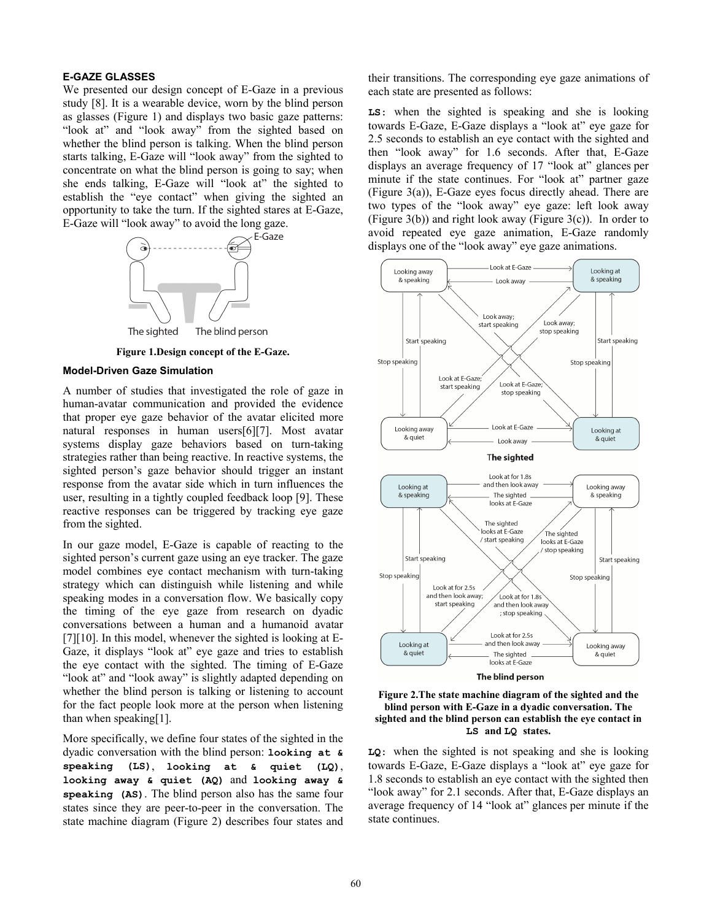### E-GAZE GLASSES

We presented our design concept of E-Gaze in a previous study [8]. It is a wearable device, worn by the blind person as glasses (Figure 1) and displays two basic gaze patterns: "look at" and "look away" from the sighted based on whether the blind person is talking. When the blind person starts talking, E-Gaze will "look away" from the sighted to concentrate on what the blind person is going to say; when she ends talking, E-Gaze will "look at" the sighted to establish the "eye contact" when giving the sighted an opportunity to take the turn. If the sighted stares at E-Gaze, E-Gaze will "look away" to avoid the long gaze.

**Figure 1.Design concept of the E-Gaze.**

#### Model-Driven Gaze Simulation

A number of studies that investigated the role of gaze in human-avatar communication and provided the evidence that proper eye gaze behavior of the avatar elicited more natural responses in human users[6][7]. Most avatar systems display gaze behaviors based on turn-taking strategies rather than being reactive. In reactive systems, the sighted person's gaze behavior should trigger an instant response from the avatar side which in turn influences the user, resulting in a tightly coupled feedback loop [9]. These reactive responses can be triggered by tracking eye gaze from the sighted.

In our gaze model, E-Gaze is capable of reacting to the sighted person's current gaze using an eye tracker. The gaze model combines eye contact mechanism with turn-taking strategy which can distinguish while listening and while speaking modes in a conversation flow. We basically copy the timing of the eye gaze from research on dyadic conversations between a human and a humanoid avatar [7][10]. In this model, whenever the sighted is looking at E-Gaze, it displays "look at" eye gaze and tries to establish the eye contact with the sighted. The timing of E-Gaze "look at" and "look away" is slightly adapted depending on whether the blind person is talking or listening to account for the fact people look more at the person when listening than when speaking[1].

More specifically, we define four states of the sighted in the dyadic conversation with the blind person: **`looking at & speaking (LS)`**, **`looking at & quiet (LQ)`**, **`looking away & quiet (AQ)`** and **`looking away & speaking (AS)`**. The blind person also has the same four states since they are peer-to-peer in the conversation. The state machine diagram (Figure 2) describes four states and their transitions. The corresponding eye gaze animations of each state are presented as follows:

**`LS:`** when the sighted is speaking and she is looking towards E-Gaze, E-Gaze displays a "look at" eye gaze for 2.5 seconds to establish an eye contact with the sighted and then "look away" for 1.6 seconds. After that, E-Gaze displays an average frequency of 17 "look at" glances per minute if the state continues. For "look at" partner gaze (Figure 3(a)), E-Gaze eyes focus directly ahead. There are two types of the "look away" eye gaze: left look away (Figure 3(b)) and right look away (Figure 3(c)). In order to avoid repeated eye gaze animation, E-Gaze randomly displays one of the "look away" eye gaze animations.

**Figure 2.The state machine diagram of the sighted and the blind person with E-Gaze in a dyadic conversation. The sighted and the blind person can establish the eye contact in `LS` and `LQ` states.**

**`LQ:`** when the sighted is not speaking and she is looking towards E-Gaze, E-Gaze displays a "look at" eye gaze for 1.8 seconds to establish an eye contact with the sighted then "look away" for 2.1 seconds. After that, E-Gaze displays an average frequency of 14 "look at" glances per minute if the state continues.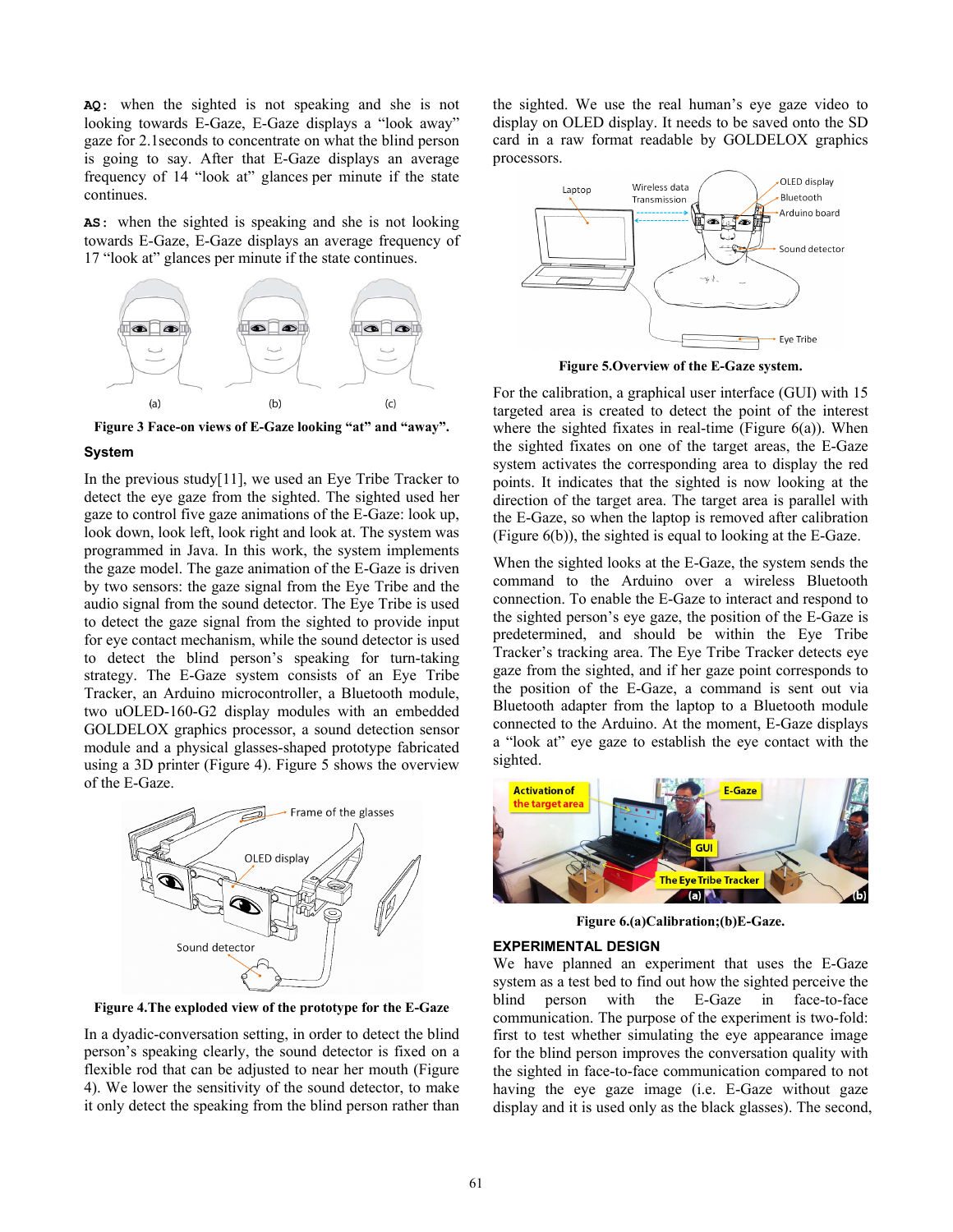**AQ:** when the sighted is not speaking and she is not looking towards E-Gaze, E-Gaze displays a "look away" gaze for 2.1seconds to concentrate on what the blind person is going to say. After that E-Gaze displays an average frequency of 14 "look at" glances per minute if the state continues.

**AS:** when the sighted is speaking and she is not looking towards E-Gaze, E-Gaze displays an average frequency of 17 "look at" glances per minute if the state continues.

**Figure 3 Face-on views of E-Gaze looking "at" and "away".**

### System

In the previous study[11], we used an Eye Tribe Tracker to detect the eye gaze from the sighted. The sighted used her gaze to control five gaze animations of the E-Gaze: look up, look down, look left, look right and look at. The system was programmed in Java. In this work, the system implements the gaze model. The gaze animation of the E-Gaze is driven by two sensors: the gaze signal from the Eye Tribe and the audio signal from the sound detector. The Eye Tribe is used to detect the gaze signal from the sighted to provide input for eye contact mechanism, while the sound detector is used to detect the blind person's speaking for turn-taking strategy. The E-Gaze system consists of an Eye Tribe Tracker, an Arduino microcontroller, a Bluetooth module, two uOLED-160-G2 display modules with an embedded GOLDELOX graphics processor, a sound detection sensor module and a physical glasses-shaped prototype fabricated using a 3D printer (Figure 4). Figure 5 shows the overview of the E-Gaze.

**Figure 4.The exploded view of the prototype for the E-Gaze**

In a dyadic-conversation setting, in order to detect the blind person's speaking clearly, the sound detector is fixed on a flexible rod that can be adjusted to near her mouth (Figure 4). We lower the sensitivity of the sound detector, to make it only detect the speaking from the blind person rather than the sighted. We use the real human's eye gaze video to display on OLED display. It needs to be saved onto the SD card in a raw format readable by GOLDELOX graphics processors.

**Figure 5.Overview of the E-Gaze system.**

For the calibration, a graphical user interface (GUI) with 15 targeted area is created to detect the point of the interest where the sighted fixates in real-time (Figure 6(a)). When the sighted fixates on one of the target areas, the E-Gaze system activates the corresponding area to display the red points. It indicates that the sighted is now looking at the direction of the target area. The target area is parallel with the E-Gaze, so when the laptop is removed after calibration (Figure 6(b)), the sighted is equal to looking at the E-Gaze.

When the sighted looks at the E-Gaze, the system sends the command to the Arduino over a wireless Bluetooth connection. To enable the E-Gaze to interact and respond to the sighted person's eye gaze, the position of the E-Gaze is predetermined, and should be within the Eye Tribe Tracker's tracking area. The Eye Tribe Tracker detects eye gaze from the sighted, and if her gaze point corresponds to the position of the E-Gaze, a command is sent out via Bluetooth adapter from the laptop to a Bluetooth module connected to the Arduino. At the moment, E-Gaze displays a "look at" eye gaze to establish the eye contact with the sighted.

**Figure 6.(a)Calibration;(b)E-Gaze.**

### EXPERIMENTAL DESIGN

We have planned an experiment that uses the E-Gaze system as a test bed to find out how the sighted perceive the blind person with the E-Gaze in face-to-face communication. The purpose of the experiment is two-fold: first to test whether simulating the eye appearance image for the blind person improves the conversation quality with the sighted in face-to-face communication compared to not having the eye gaze image (i.e. E-Gaze without gaze display and it is used only as the black glasses). The second,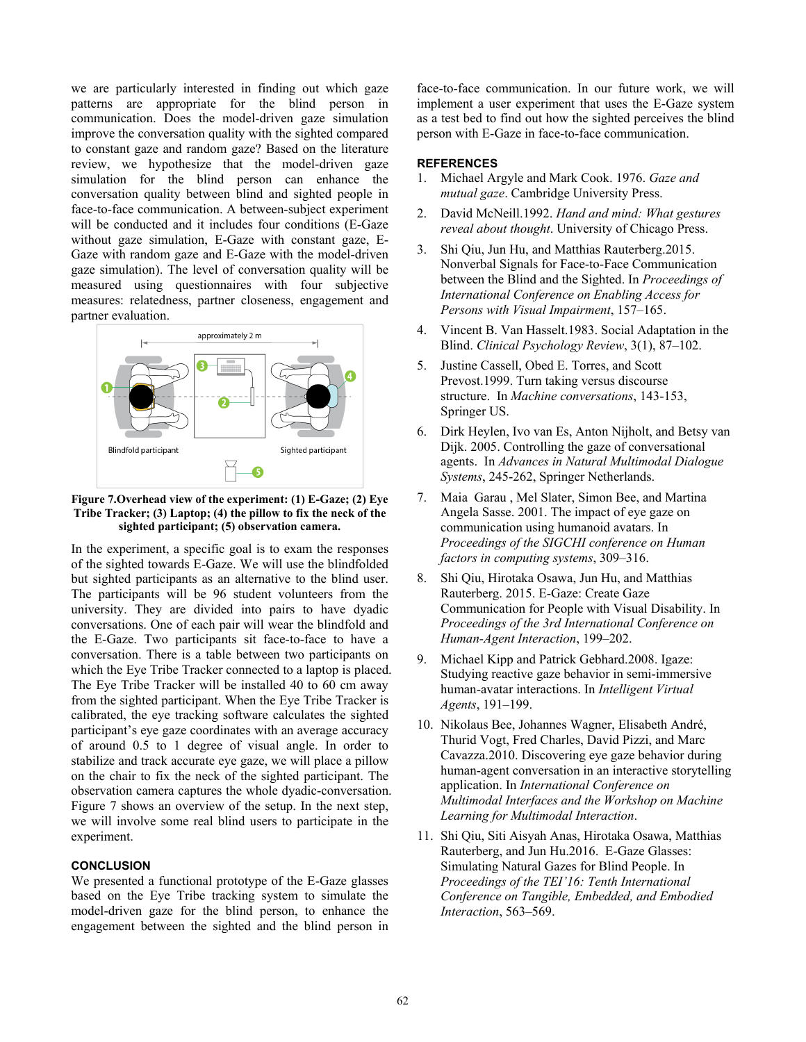we are particularly interested in finding out which gaze patterns are appropriate for the blind person in communication. Does the model-driven gaze simulation improve the conversation quality with the sighted compared to constant gaze and random gaze? Based on the literature review, we hypothesize that the model-driven gaze simulation for the blind person can enhance the conversation quality between blind and sighted people in face-to-face communication. A between-subject experiment will be conducted and it includes four conditions (E-Gaze without gaze simulation, E-Gaze with constant gaze, E-Gaze with random gaze and E-Gaze with the model-driven gaze simulation). The level of conversation quality will be measured using questionnaires with four subjective measures: relatedness, partner closeness, engagement and partner evaluation.

approximately 2 m

Blindfold participant

Sighted participant

**Figure 7.Overhead view of the experiment: (1) E-Gaze; (2) Eye Tribe Tracker; (3) Laptop; (4) the pillow to fix the neck of the sighted participant; (5) observation camera.**

In the experiment, a specific goal is to exam the responses of the sighted towards E-Gaze. We will use the blindfolded but sighted participants as an alternative to the blind user. The participants will be 96 student volunteers from the university. They are divided into pairs to have dyadic conversations. One of each pair will wear the blindfold and the E-Gaze. Two participants sit face-to-face to have a conversation. There is a table between two participants on which the Eye Tribe Tracker connected to a laptop is placed. The Eye Tribe Tracker will be installed 40 to 60 cm away from the sighted participant. When the Eye Tribe Tracker is calibrated, the eye tracking software calculates the sighted participant's eye gaze coordinates with an average accuracy of around 0.5 to 1 degree of visual angle. In order to stabilize and track accurate eye gaze, we will place a pillow on the chair to fix the neck of the sighted participant. The observation camera captures the whole dyadic-conversation. Figure 7 shows an overview of the setup. In the next step, we will involve some real blind users to participate in the experiment.

## CONCLUSION

We presented a functional prototype of the E-Gaze glasses based on the Eye Tribe tracking system to simulate the model-driven gaze for the blind person, to enhance the engagement between the sighted and the blind person in face-to-face communication. In our future work, we will implement a user experiment that uses the E-Gaze system as a test bed to find out how the sighted perceives the blind person with E-Gaze in face-to-face communication.

## REFERENCES

1. Michael Argyle and Mark Cook. 1976. *Gaze and mutual gaze*. Cambridge University Press.
2. David McNeill.1992. *Hand and mind: What gestures reveal about thought*. University of Chicago Press.
3. Shi Qiu, Jun Hu, and Matthias Rauterberg.2015. Nonverbal Signals for Face-to-Face Communication between the Blind and the Sighted. In *Proceedings of International Conference on Enabling Access for Persons with Visual Impairment*, 157–165.
4. Vincent B. Van Hasselt.1983. Social Adaptation in the Blind. *Clinical Psychology Review*, 3(1), 87–102.
5. Justine Cassell, Obed E. Torres, and Scott Prevost.1999. Turn taking versus discourse structure. In *Machine conversations*, 143-153, Springer US.
6. Dirk Heylen, Ivo van Es, Anton Nijholt, and Betsy van Dijk. 2005. Controlling the gaze of conversational agents. In *Advances in Natural Multimodal Dialogue Systems*, 245-262, Springer Netherlands.
7. Maia Garau , Mel Slater, Simon Bee, and Martina Angela Sasse. 2001. The impact of eye gaze on communication using humanoid avatars. In *Proceedings of the SIGCHI conference on Human factors in computing systems*, 309–316.
8. Shi Qiu, Hirotaka Osawa, Jun Hu, and Matthias Rauterberg. 2015. E-Gaze: Create Gaze Communication for People with Visual Disability. In *Proceedings of the 3rd International Conference on Human-Agent Interaction*, 199–202.
9. Michael Kipp and Patrick Gebhard.2008. Igaze: Studying reactive gaze behavior in semi-immersive human-avatar interactions. In *Intelligent Virtual Agents*, 191–199.
10. Nikolaus Bee, Johannes Wagner, Elisabeth André, Thurid Vogt, Fred Charles, David Pizzi, and Marc Cavazza.2010. Discovering eye gaze behavior during human-agent conversation in an interactive storytelling application. In *International Conference on Multimodal Interfaces and the Workshop on Machine Learning for Multimodal Interaction*.
11. Shi Qiu, Siti Aisyah Anas, Hirotaka Osawa, Matthias Rauterberg, and Jun Hu.2016. E-Gaze Glasses: Simulating Natural Gazes for Blind People. In *Proceedings of the TEI'16: Tenth International Conference on Tangible, Embedded, and Embodied Interaction*, 563–569.